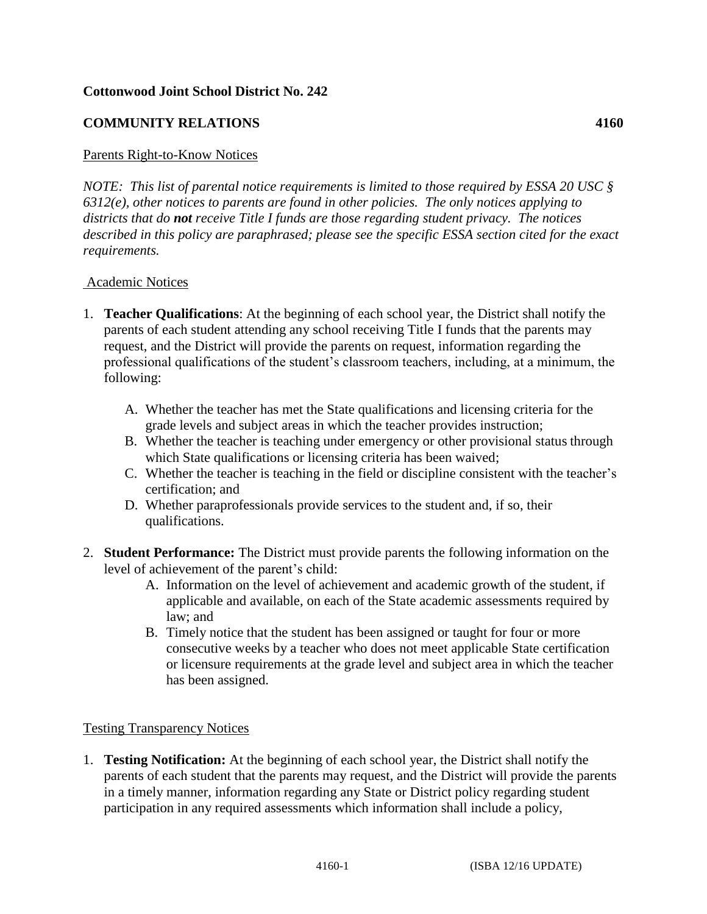**Cottonwood Joint School District No. 242**

**COMMUNITY RELATIONS 4160**

Parents Right-to-Know Notices

*NOTE: This list of parental notice requirements is limited to those required by ESSA 20 USC § 6312(e), other notices to parents are found in other policies. The only notices applying to districts that do* ***not*** *receive Title I funds are those regarding student privacy. The notices described in this policy are paraphrased; please see the specific ESSA section cited for the exact requirements.*

Academic Notices

1. **Teacher Qualifications**: At the beginning of each school year, the District shall notify the parents of each student attending any school receiving Title I funds that the parents may request, and the District will provide the parents on request, information regarding the professional qualifications of the student's classroom teachers, including, at a minimum, the following:

   A. Whether the teacher has met the State qualifications and licensing criteria for the grade levels and subject areas in which the teacher provides instruction;
   
   B. Whether the teacher is teaching under emergency or other provisional status through which State qualifications or licensing criteria has been waived;
   
   C. Whether the teacher is teaching in the field or discipline consistent with the teacher's certification; and
   
   D. Whether paraprofessionals provide services to the student and, if so, their qualifications.

2. **Student Performance:** The District must provide parents the following information on the level of achievement of the parent's child:

   A. Information on the level of achievement and academic growth of the student, if applicable and available, on each of the State academic assessments required by law; and
   
   B. Timely notice that the student has been assigned or taught for four or more consecutive weeks by a teacher who does not meet applicable State certification or licensure requirements at the grade level and subject area in which the teacher has been assigned.

Testing Transparency Notices

1. **Testing Notification:** At the beginning of each school year, the District shall notify the parents of each student that the parents may request, and the District will provide the parents in a timely manner, information regarding any State or District policy regarding student participation in any required assessments which information shall include a policy,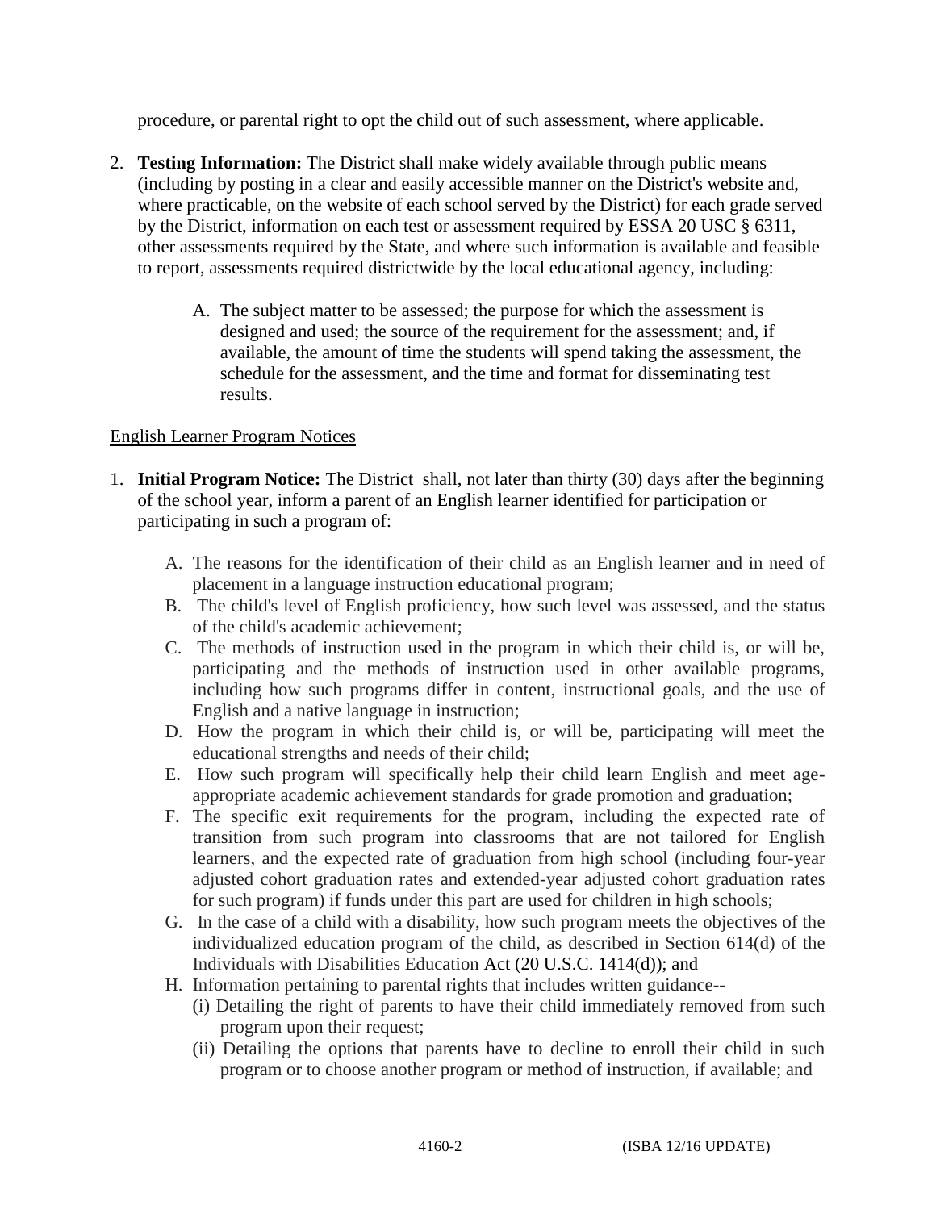procedure, or parental right to opt the child out of such assessment, where applicable.

2. **Testing Information:** The District shall make widely available through public means (including by posting in a clear and easily accessible manner on the District's website and, where practicable, on the website of each school served by the District) for each grade served by the District, information on each test or assessment required by ESSA 20 USC § 6311, other assessments required by the State, and where such information is available and feasible to report, assessments required districtwide by the local educational agency, including:

   A. The subject matter to be assessed; the purpose for which the assessment is designed and used; the source of the requirement for the assessment; and, if available, the amount of time the students will spend taking the assessment, the schedule for the assessment, and the time and format for disseminating test results.

English Learner Program Notices

1. **Initial Program Notice:** The District shall, not later than thirty (30) days after the beginning of the school year, inform a parent of an English learner identified for participation or participating in such a program of:

   A. The reasons for the identification of their child as an English learner and in need of placement in a language instruction educational program;
   B. The child's level of English proficiency, how such level was assessed, and the status of the child's academic achievement;
   C. The methods of instruction used in the program in which their child is, or will be, participating and the methods of instruction used in other available programs, including how such programs differ in content, instructional goals, and the use of English and a native language in instruction;
   D. How the program in which their child is, or will be, participating will meet the educational strengths and needs of their child;
   E. How such program will specifically help their child learn English and meet age-appropriate academic achievement standards for grade promotion and graduation;
   F. The specific exit requirements for the program, including the expected rate of transition from such program into classrooms that are not tailored for English learners, and the expected rate of graduation from high school (including four-year adjusted cohort graduation rates and extended-year adjusted cohort graduation rates for such program) if funds under this part are used for children in high schools;
   G. In the case of a child with a disability, how such program meets the objectives of the individualized education program of the child, as described in Section 614(d) of the Individuals with Disabilities Education Act (20 U.S.C. 1414(d)); and
   H. Information pertaining to parental rights that includes written guidance--
      (i) Detailing the right of parents to have their child immediately removed from such program upon their request;
      (ii) Detailing the options that parents have to decline to enroll their child in such program or to choose another program or method of instruction, if available; and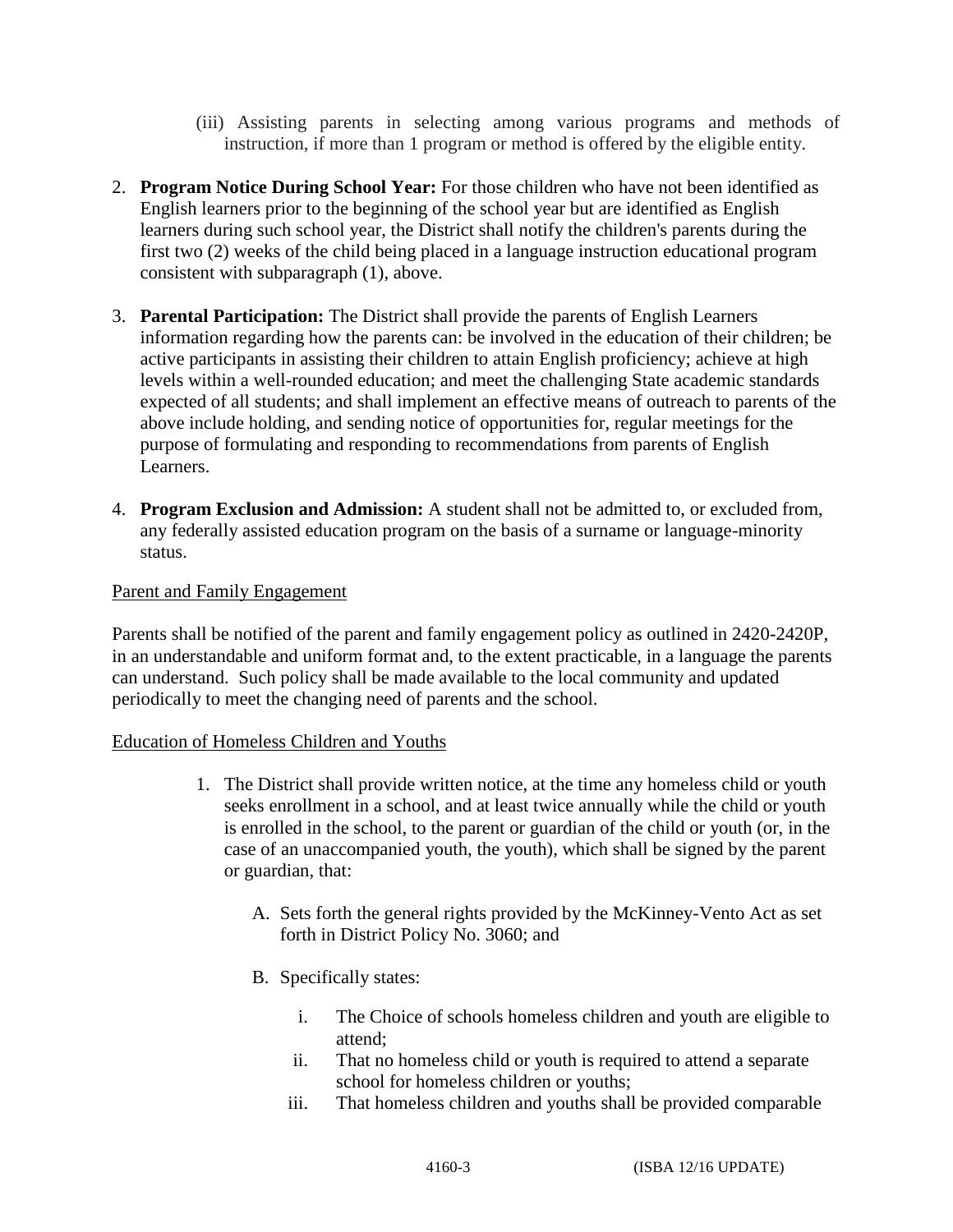(iii) Assisting parents in selecting among various programs and methods of instruction, if more than 1 program or method is offered by the eligible entity.

2. **Program Notice During School Year:** For those children who have not been identified as English learners prior to the beginning of the school year but are identified as English learners during such school year, the District shall notify the children's parents during the first two (2) weeks of the child being placed in a language instruction educational program consistent with subparagraph (1), above.

3. **Parental Participation:** The District shall provide the parents of English Learners information regarding how the parents can: be involved in the education of their children; be active participants in assisting their children to attain English proficiency; achieve at high levels within a well-rounded education; and meet the challenging State academic standards expected of all students; and shall implement an effective means of outreach to parents of the above include holding, and sending notice of opportunities for, regular meetings for the purpose of formulating and responding to recommendations from parents of English Learners.

4. **Program Exclusion and Admission:** A student shall not be admitted to, or excluded from, any federally assisted education program on the basis of a surname or language-minority status.

<u>Parent and Family Engagement</u>

Parents shall be notified of the parent and family engagement policy as outlined in 2420-2420P, in an understandable and uniform format and, to the extent practicable, in a language the parents can understand. Such policy shall be made available to the local community and updated periodically to meet the changing need of parents and the school.

<u>Education of Homeless Children and Youths</u>

1. The District shall provide written notice, at the time any homeless child or youth seeks enrollment in a school, and at least twice annually while the child or youth is enrolled in the school, to the parent or guardian of the child or youth (or, in the case of an unaccompanied youth, the youth), which shall be signed by the parent or guardian, that:

   A. Sets forth the general rights provided by the McKinney-Vento Act as set forth in District Policy No. 3060; and

   B. Specifically states:

      i. The Choice of schools homeless children and youth are eligible to attend;
      ii. That no homeless child or youth is required to attend a separate school for homeless children or youths;
      iii. That homeless children and youths shall be provided comparable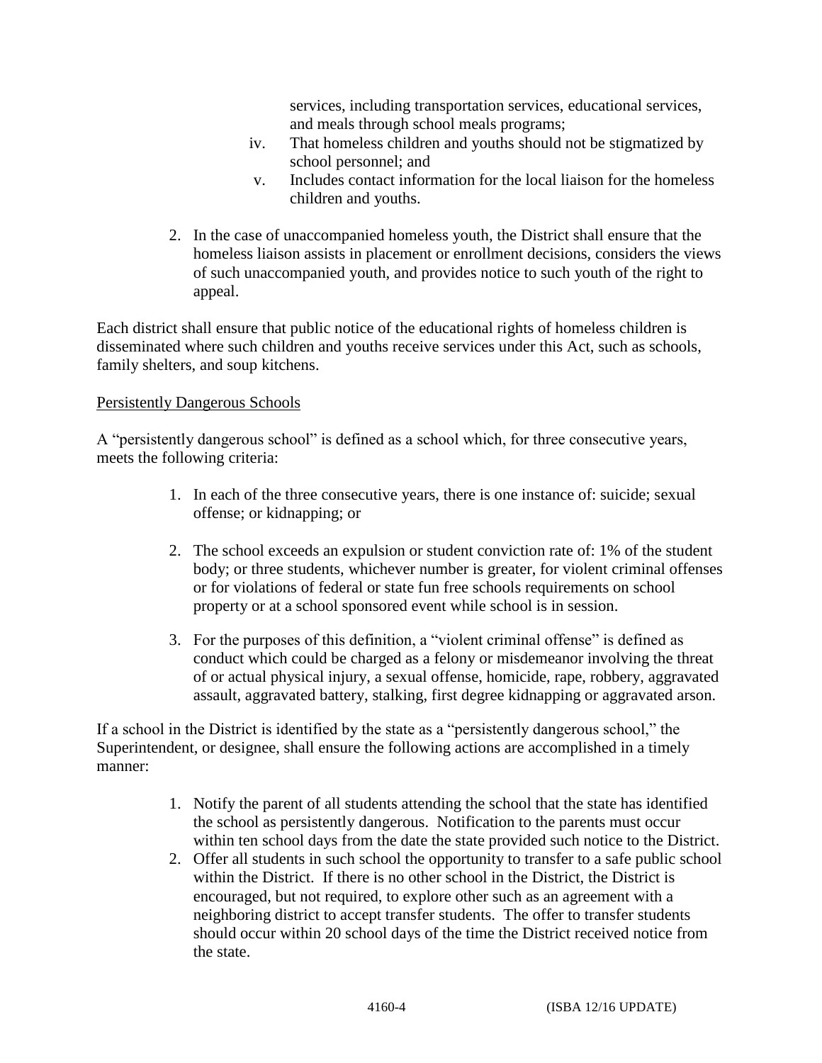services, including transportation services, educational services, and meals through school meals programs;

iv. That homeless children and youths should not be stigmatized by school personnel; and

v. Includes contact information for the local liaison for the homeless children and youths.

2. In the case of unaccompanied homeless youth, the District shall ensure that the homeless liaison assists in placement or enrollment decisions, considers the views of such unaccompanied youth, and provides notice to such youth of the right to appeal.

Each district shall ensure that public notice of the educational rights of homeless children is disseminated where such children and youths receive services under this Act, such as schools, family shelters, and soup kitchens.

Persistently Dangerous Schools

A "persistently dangerous school" is defined as a school which, for three consecutive years, meets the following criteria:

1. In each of the three consecutive years, there is one instance of: suicide; sexual offense; or kidnapping; or

2. The school exceeds an expulsion or student conviction rate of: 1% of the student body; or three students, whichever number is greater, for violent criminal offenses or for violations of federal or state fun free schools requirements on school property or at a school sponsored event while school is in session.

3. For the purposes of this definition, a "violent criminal offense" is defined as conduct which could be charged as a felony or misdemeanor involving the threat of or actual physical injury, a sexual offense, homicide, rape, robbery, aggravated assault, aggravated battery, stalking, first degree kidnapping or aggravated arson.

If a school in the District is identified by the state as a "persistently dangerous school," the Superintendent, or designee, shall ensure the following actions are accomplished in a timely manner:

1. Notify the parent of all students attending the school that the state has identified the school as persistently dangerous. Notification to the parents must occur within ten school days from the date the state provided such notice to the District.
2. Offer all students in such school the opportunity to transfer to a safe public school within the District. If there is no other school in the District, the District is encouraged, but not required, to explore other such as an agreement with a neighboring district to accept transfer students. The offer to transfer students should occur within 20 school days of the time the District received notice from the state.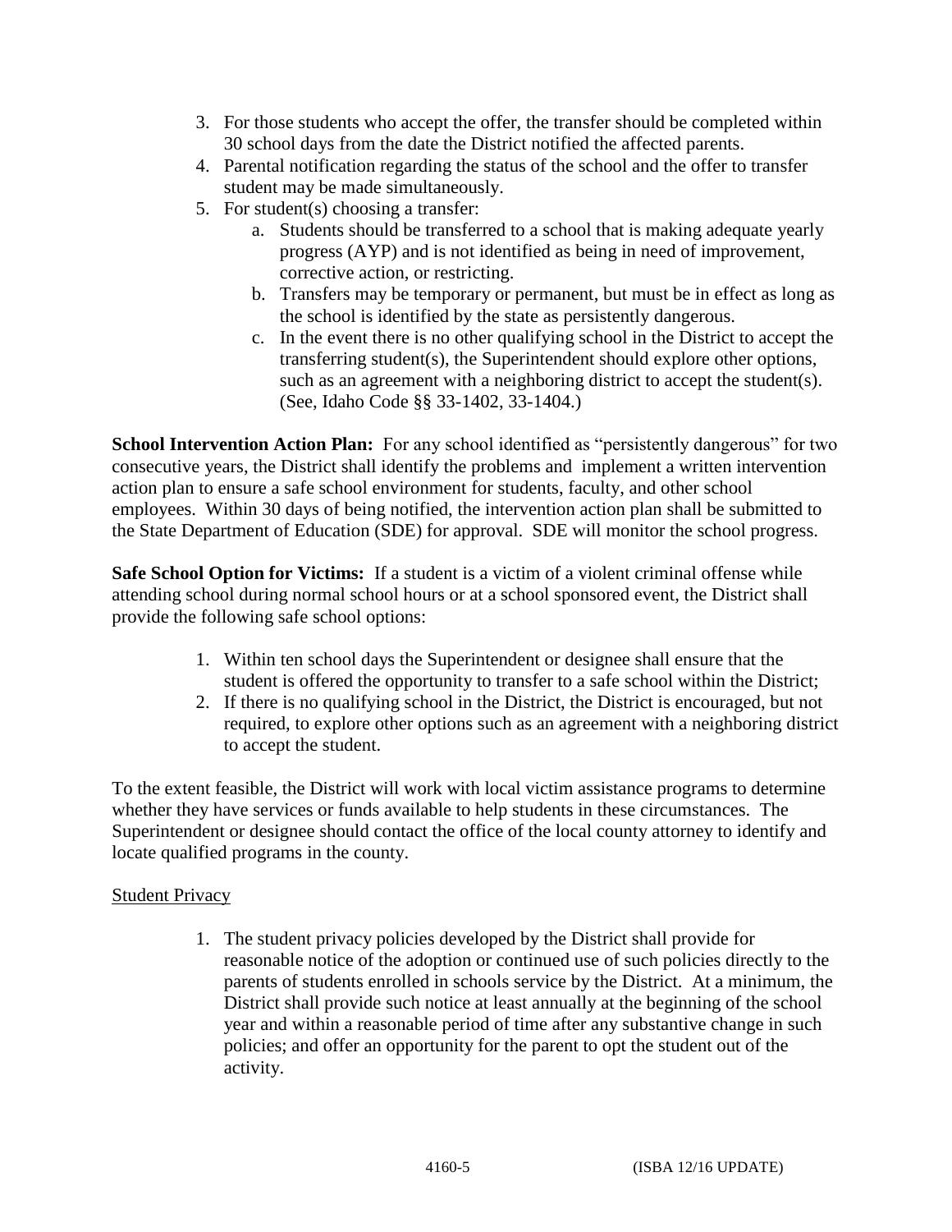3. For those students who accept the offer, the transfer should be completed within 30 school days from the date the District notified the affected parents.
4. Parental notification regarding the status of the school and the offer to transfer student may be made simultaneously.
5. For student(s) choosing a transfer:
   a. Students should be transferred to a school that is making adequate yearly progress (AYP) and is not identified as being in need of improvement, corrective action, or restricting.
   b. Transfers may be temporary or permanent, but must be in effect as long as the school is identified by the state as persistently dangerous.
   c. In the event there is no other qualifying school in the District to accept the transferring student(s), the Superintendent should explore other options, such as an agreement with a neighboring district to accept the student(s). (See, Idaho Code §§ 33-1402, 33-1404.)

**School Intervention Action Plan:** For any school identified as "persistently dangerous" for two consecutive years, the District shall identify the problems and implement a written intervention action plan to ensure a safe school environment for students, faculty, and other school employees. Within 30 days of being notified, the intervention action plan shall be submitted to the State Department of Education (SDE) for approval. SDE will monitor the school progress.

**Safe School Option for Victims:** If a student is a victim of a violent criminal offense while attending school during normal school hours or at a school sponsored event, the District shall provide the following safe school options:

1. Within ten school days the Superintendent or designee shall ensure that the student is offered the opportunity to transfer to a safe school within the District;
2. If there is no qualifying school in the District, the District is encouraged, but not required, to explore other options such as an agreement with a neighboring district to accept the student.

To the extent feasible, the District will work with local victim assistance programs to determine whether they have services or funds available to help students in these circumstances. The Superintendent or designee should contact the office of the local county attorney to identify and locate qualified programs in the county.

Student Privacy

1. The student privacy policies developed by the District shall provide for reasonable notice of the adoption or continued use of such policies directly to the parents of students enrolled in schools service by the District. At a minimum, the District shall provide such notice at least annually at the beginning of the school year and within a reasonable period of time after any substantive change in such policies; and offer an opportunity for the parent to opt the student out of the activity.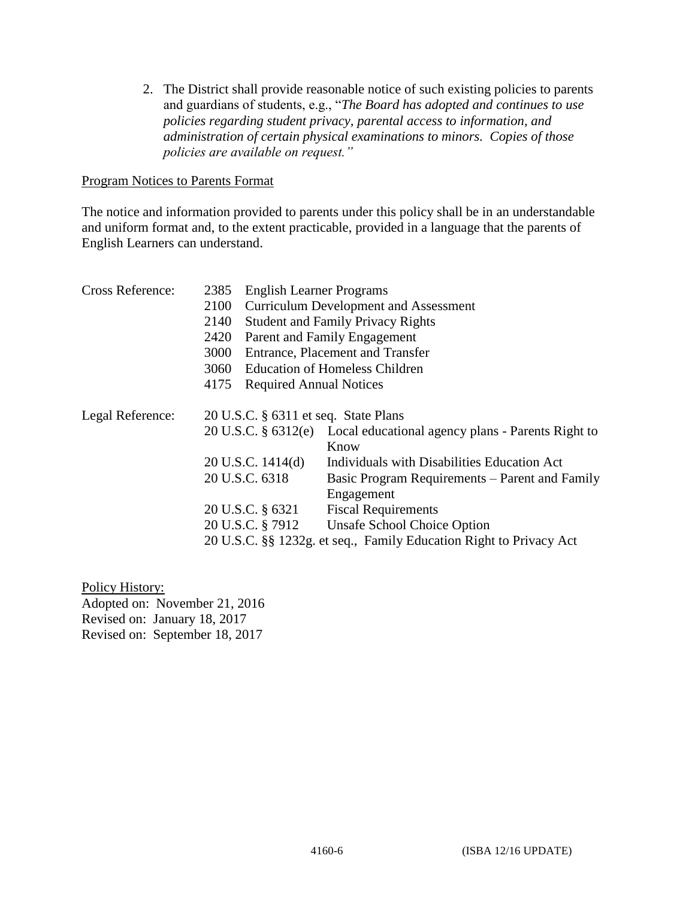2. The District shall provide reasonable notice of such existing policies to parents and guardians of students, e.g., "*The Board has adopted and continues to use policies regarding student privacy, parental access to information, and administration of certain physical examinations to minors. Copies of those policies are available on request.*"

<u>Program Notices to Parents Format</u>

The notice and information provided to parents under this policy shall be in an understandable and uniform format and, to the extent practicable, provided in a language that the parents of English Learners can understand.

| | | |
|---|---|---|
| Cross Reference: | 2385 | English Learner Programs |
| | 2100 | Curriculum Development and Assessment |
| | 2140 | Student and Family Privacy Rights |
| | 2420 | Parent and Family Engagement |
| | 3000 | Entrance, Placement and Transfer |
| | 3060 | Education of Homeless Children |
| | 4175 | Required Annual Notices |

| | | |
|---|---|---|
| Legal Reference: | 20 U.S.C. § 6311 et seq. | State Plans |
| | 20 U.S.C. § 6312(e) | Local educational agency plans - Parents Right to Know |
| | 20 U.S.C. 1414(d) | Individuals with Disabilities Education Act |
| | 20 U.S.C. 6318 | Basic Program Requirements – Parent and Family Engagement |
| | 20 U.S.C. § 6321 | Fiscal Requirements |
| | 20 U.S.C. § 7912 | Unsafe School Choice Option |
| | 20 U.S.C. §§ 1232g. et seq., | Family Education Right to Privacy Act |

<u>Policy History:</u>
Adopted on: November 21, 2016
Revised on: January 18, 2017
Revised on: September 18, 2017